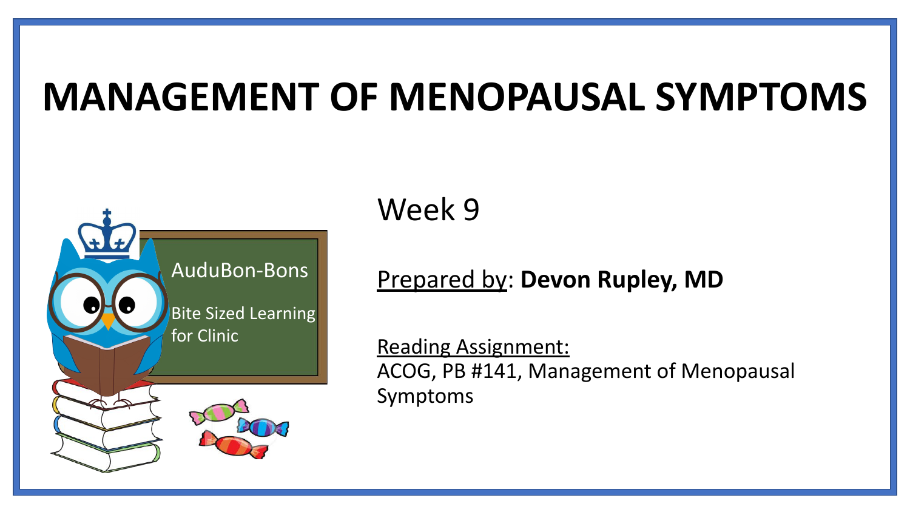# MANAGEMENT OF MENOPAUSAL SYMPTOMS

AuduBon-Bons

Bite Sized Learning for Clinic

Week 9

Prepared by: **Devon Rupley, MD**

Reading Assignment:
ACOG, PB #141, Management of Menopausal Symptoms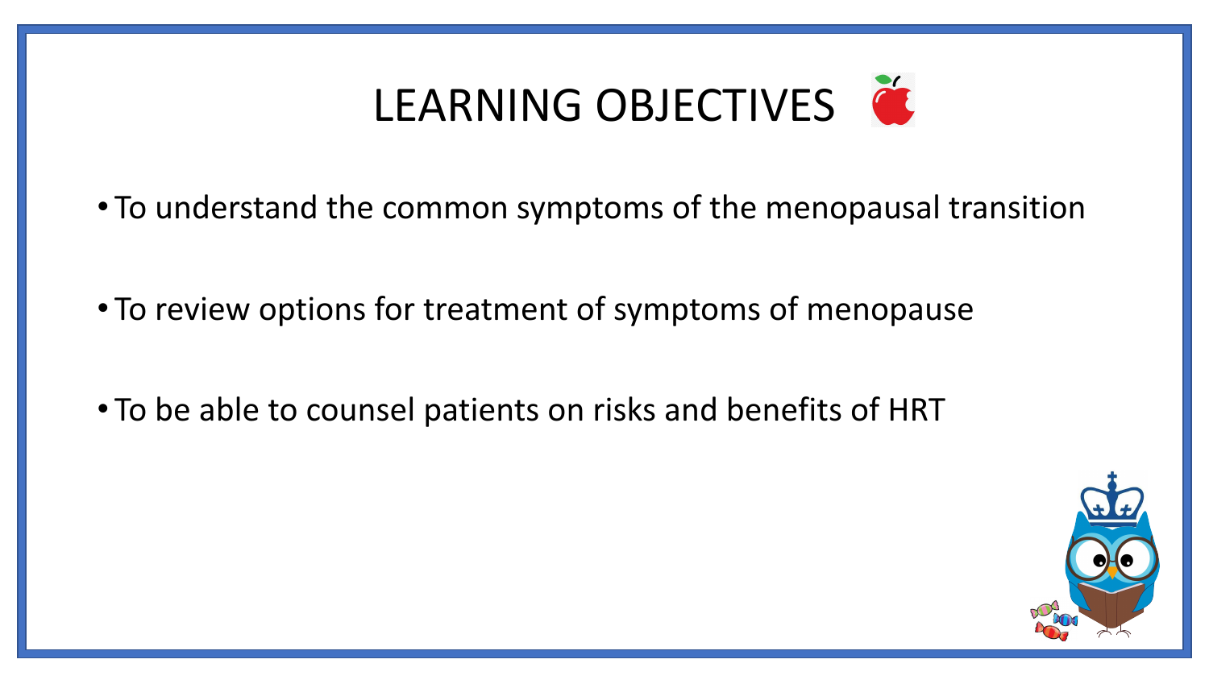# LEARNING OBJECTIVES

- To understand the common symptoms of the menopausal transition
- To review options for treatment of symptoms of menopause
- To be able to counsel patients on risks and benefits of HRT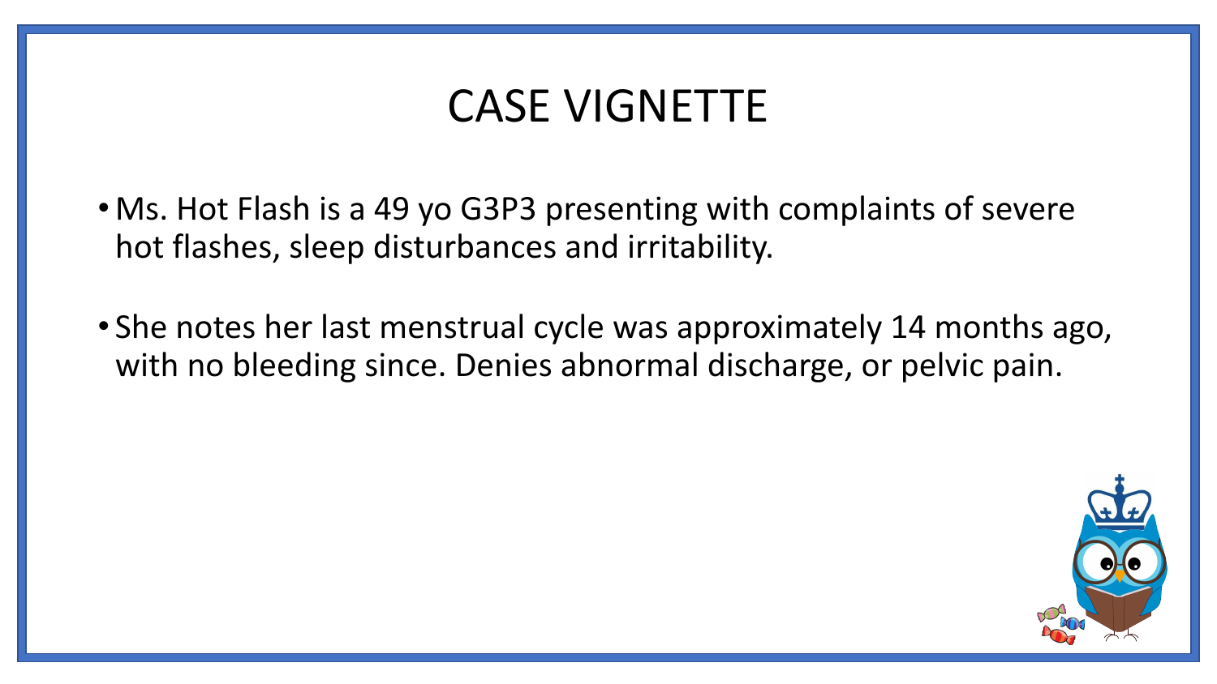# CASE VIGNETTE

- Ms. Hot Flash is a 49 yo G3P3 presenting with complaints of severe hot flashes, sleep disturbances and irritability.
- She notes her last menstrual cycle was approximately 14 months ago, with no bleeding since. Denies abnormal discharge, or pelvic pain.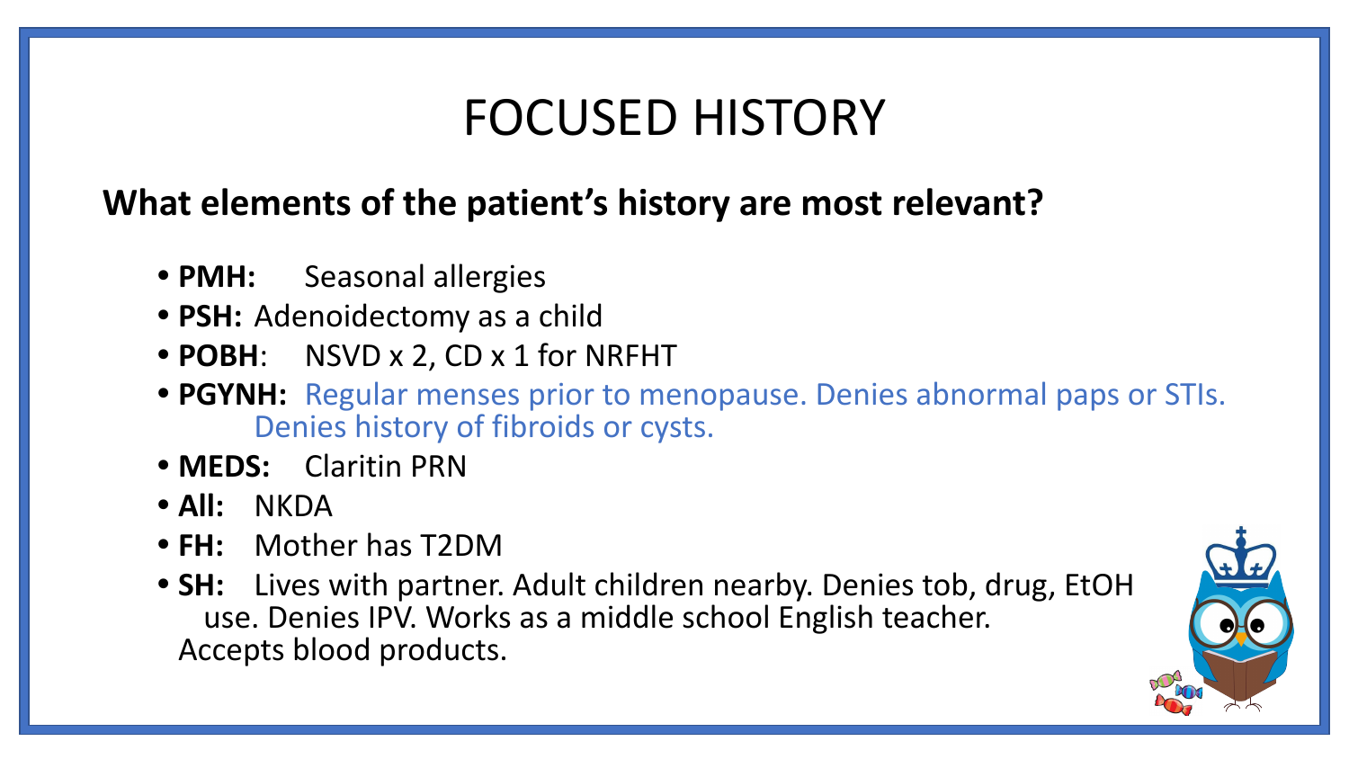# FOCUSED HISTORY

**What elements of the patient's history are most relevant?**

- **PMH:** Seasonal allergies
- **PSH:** Adenoidectomy as a child
- **POBH**: NSVD x 2, CD x 1 for NRFHT
- **PGYNH:** Regular menses prior to menopause. Denies abnormal paps or STIs. Denies history of fibroids or cysts.
- **MEDS:** Claritin PRN
- **All:** NKDA
- **FH:** Mother has T2DM
- **SH:** Lives with partner. Adult children nearby. Denies tob, drug, EtOH use. Denies IPV. Works as a middle school English teacher. Accepts blood products.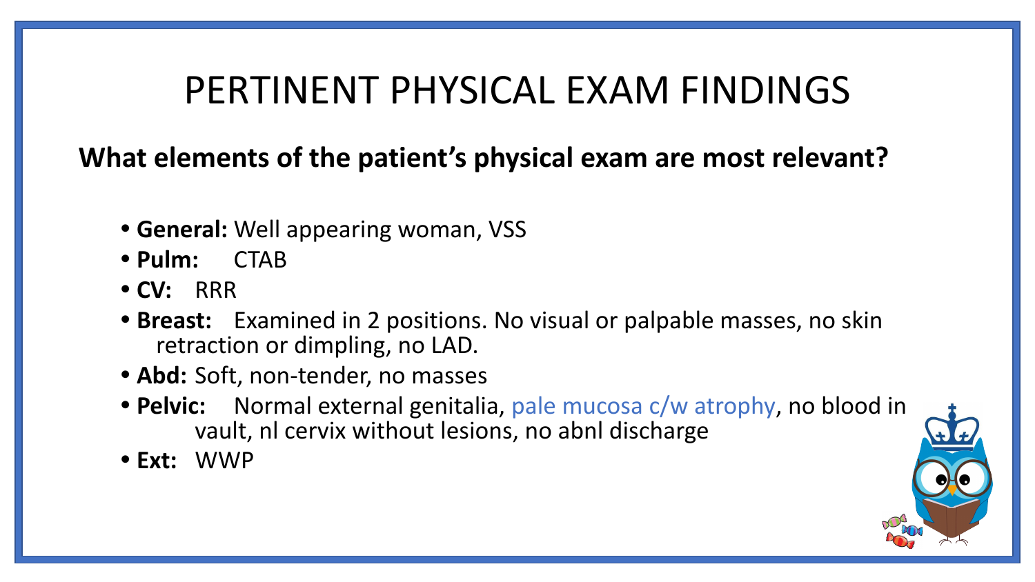# PERTINENT PHYSICAL EXAM FINDINGS

**What elements of the patient's physical exam are most relevant?**

- **General:** Well appearing woman, VSS
- **Pulm:** CTAB
- **CV:** RRR
- **Breast:** Examined in 2 positions. No visual or palpable masses, no skin retraction or dimpling, no LAD.
- **Abd:** Soft, non-tender, no masses
- **Pelvic:** Normal external genitalia, pale mucosa c/w atrophy, no blood in vault, nl cervix without lesions, no abnl discharge
- **Ext:** WWP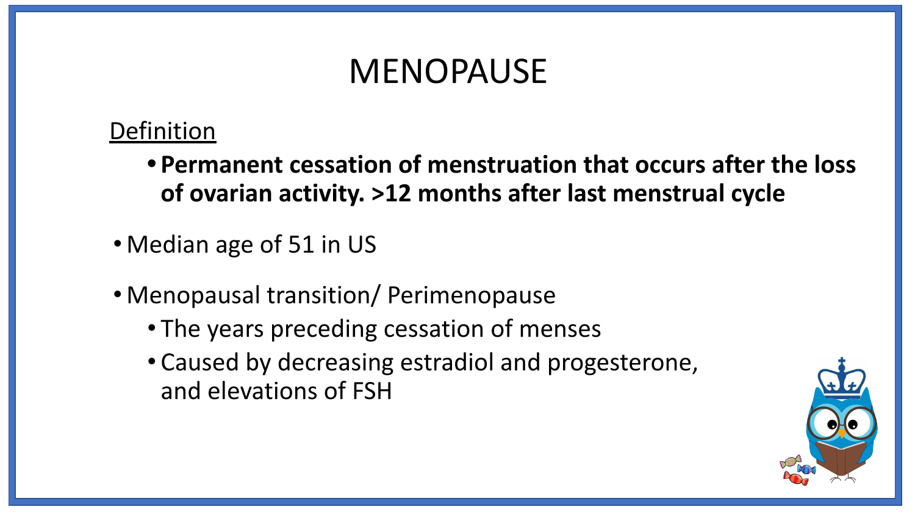# MENOPAUSE

Definition

- **Permanent cessation of menstruation that occurs after the loss of ovarian activity. >12 months after last menstrual cycle**

- Median age of 51 in US

- Menopausal transition/ Perimenopause
  - The years preceding cessation of menses
  - Caused by decreasing estradiol and progesterone, and elevations of FSH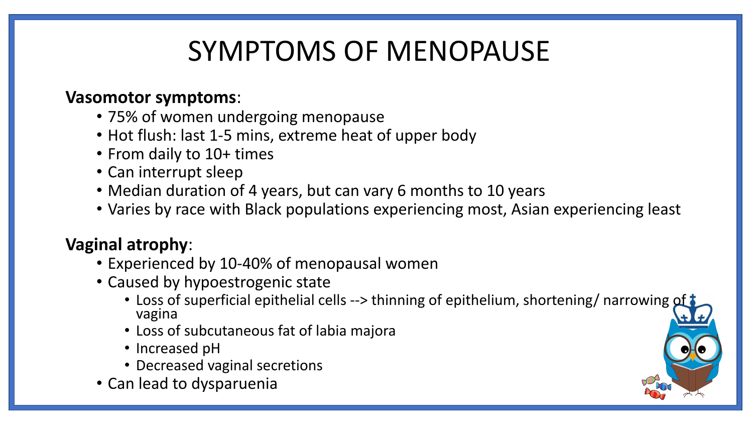# SYMPTOMS OF MENOPAUSE

**Vasomotor symptoms**:

- 75% of women undergoing menopause
- Hot flush: last 1-5 mins, extreme heat of upper body
- From daily to 10+ times
- Can interrupt sleep
- Median duration of 4 years, but can vary 6 months to 10 years
- Varies by race with Black populations experiencing most, Asian experiencing least

**Vaginal atrophy**:

- Experienced by 10-40% of menopausal women
- Caused by hypoestrogenic state
  - Loss of superficial epithelial cells --> thinning of epithelium, shortening/ narrowing of vagina
  - Loss of subcutaneous fat of labia majora
  - Increased pH
  - Decreased vaginal secretions
- Can lead to dysparuenia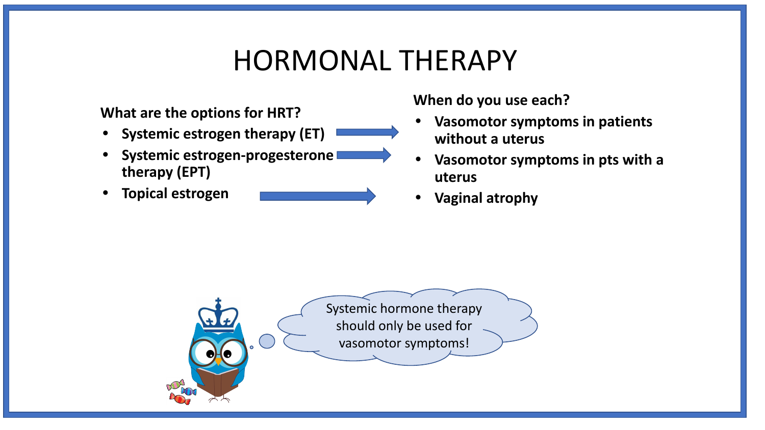# HORMONAL THERAPY

**What are the options for HRT?**

- **Systemic estrogen therapy (ET)** → **Vasomotor symptoms in patients without a uterus**
- **Systemic estrogen-progesterone therapy (EPT)** → **Vasomotor symptoms in pts with a uterus**
- **Topical estrogen** → **Vaginal atrophy**

**When do you use each?**

- **Vasomotor symptoms in patients without a uterus**
- **Vasomotor symptoms in pts with a uterus**
- **Vaginal atrophy**

Systemic hormone therapy should only be used for vasomotor symptoms!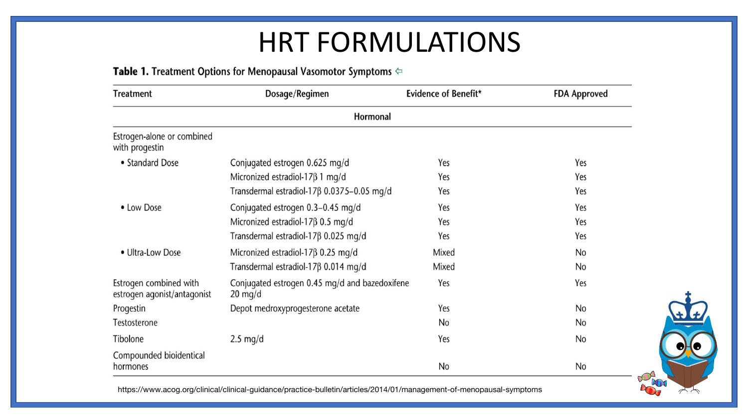# HRT FORMULATIONS

**Table 1.** Treatment Options for Menopausal Vasomotor Symptoms

| Treatment | Dosage/Regimen | Evidence of Benefit* | FDA Approved |
|---|---|---|---|
| **Hormonal** | | | |
| Estrogen-alone or combined with progestin | | | |
| • Standard Dose | Conjugated estrogen 0.625 mg/d | Yes | Yes |
| | Micronized estradiol-17β 1 mg/d | Yes | Yes |
| | Transdermal estradiol-17β 0.0375–0.05 mg/d | Yes | Yes |
| • Low Dose | Conjugated estrogen 0.3–0.45 mg/d | Yes | Yes |
| | Micronized estradiol-17β 0.5 mg/d | Yes | Yes |
| | Transdermal estradiol-17β 0.025 mg/d | Yes | Yes |
| • Ultra-Low Dose | Micronized estradiol-17β 0.25 mg/d | Mixed | No |
| | Transdermal estradiol-17β 0.014 mg/d | Mixed | No |
| Estrogen combined with estrogen agonist/antagonist | Conjugated estrogen 0.45 mg/d and bazedoxifene 20 mg/d | Yes | Yes |
| Progestin | Depot medroxyprogesterone acetate | Yes | No |
| Testosterone | | No | No |
| Tibolone | 2.5 mg/d | Yes | No |
| Compounded bioidentical hormones | | No | No |

https://www.acog.org/clinical/clinical-guidance/practice-bulletin/articles/2014/01/management-of-menopausal-symptoms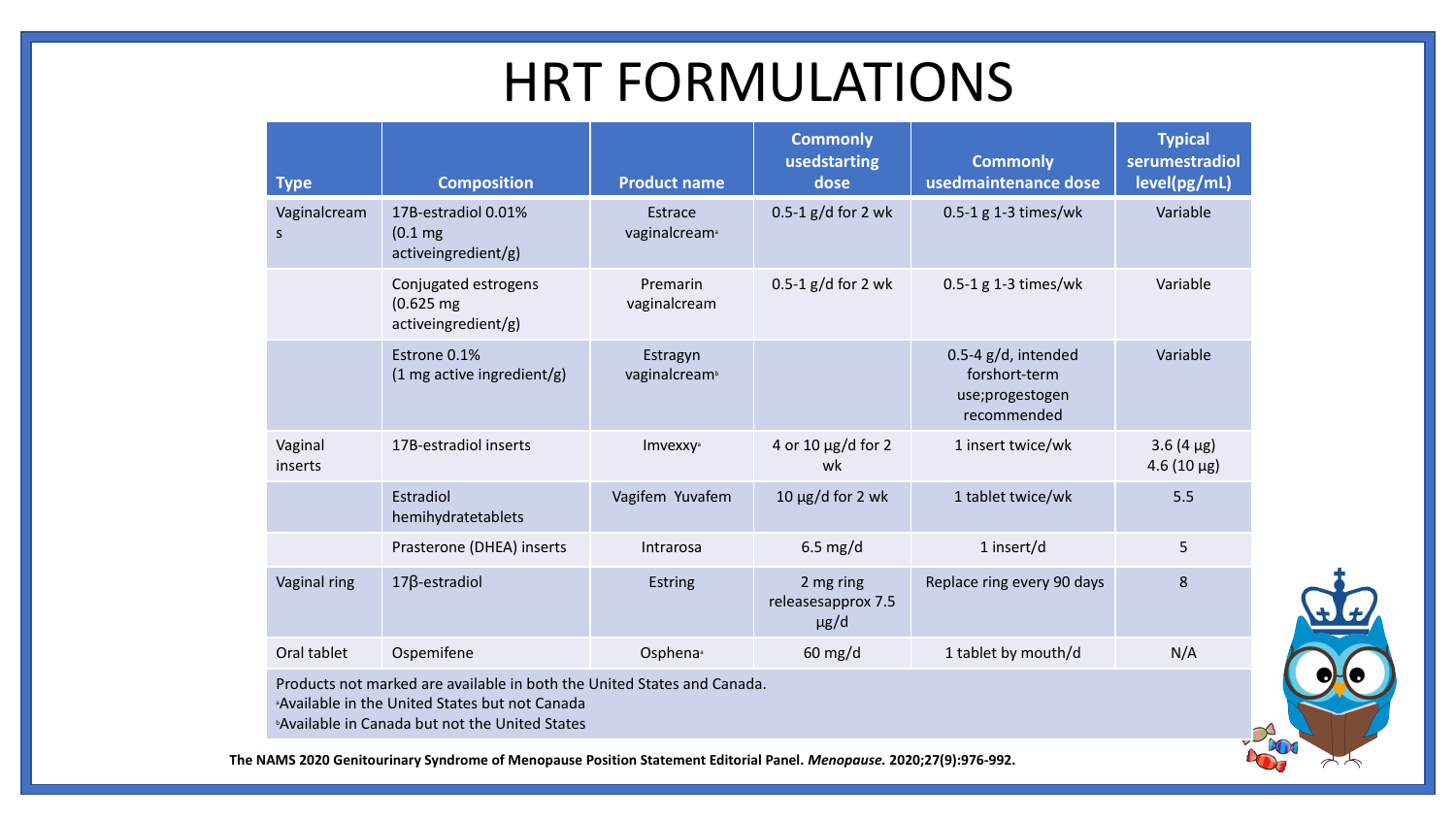# HRT FORMULATIONS

| Type | Composition | Product name | Commonly usedstarting dose | Commonly usedmaintenance dose | Typical serumestradiol level(pg/mL) |
|---|---|---|---|---|---|
| Vaginalcreams | 17B-estradiol 0.01% (0.1 mg activeingredient/g) | Estrace vaginalcream[a] | 0.5-1 g/d for 2 wk | 0.5-1 g 1-3 times/wk | Variable |
| | Conjugated estrogens (0.625 mg activeingredient/g) | Premarin vaginalcream | 0.5-1 g/d for 2 wk | 0.5-1 g 1-3 times/wk | Variable |
| | Estrone 0.1% (1 mg active ingredient/g) | Estragyn vaginalcream[b] | | 0.5-4 g/d, intended forshort-term use;progestogen recommended | Variable |
| Vaginal inserts | 17B-estradiol inserts | Imvexxy[a] | 4 or 10 µg/d for 2 wk | 1 insert twice/wk | 3.6 (4 µg) 4.6 (10 µg) |
| | Estradiol hemihydratetablets | Vagifem Yuvafem | 10 µg/d for 2 wk | 1 tablet twice/wk | 5.5 |
| | Prasterone (DHEA) inserts | Intrarosa | 6.5 mg/d | 1 insert/d | 5 |
| Vaginal ring | 17β-estradiol | Estring | 2 mg ring releasesapprox 7.5 µg/d | Replace ring every 90 days | 8 |
| Oral tablet | Ospemifene | Osphena[a] | 60 mg/d | 1 tablet by mouth/d | N/A |

Products not marked are available in both the United States and Canada.
[a]Available in the United States but not Canada
[b]Available in Canada but not the United States

**The NAMS 2020 Genitourinary Syndrome of Menopause Position Statement Editorial Panel. *Menopause.* 2020;27(9):976-992.**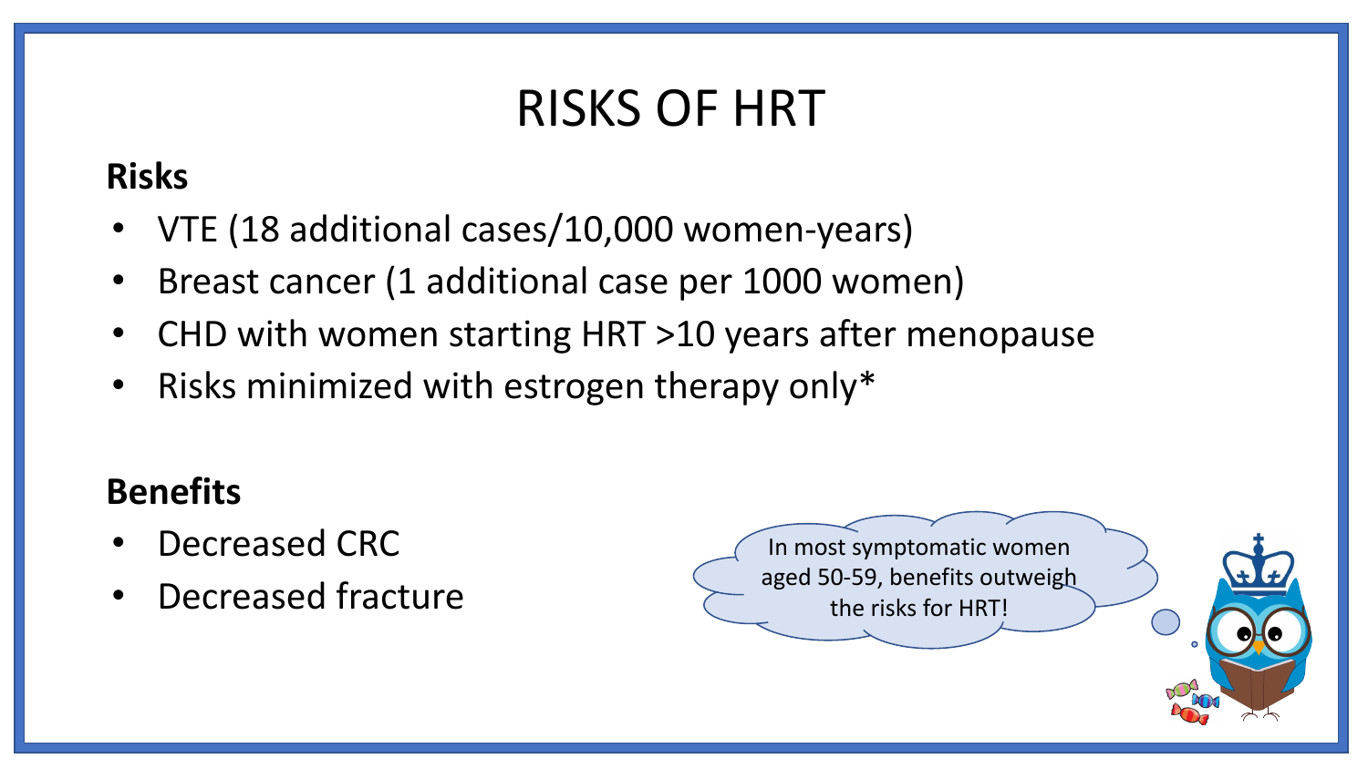# RISKS OF HRT

**Risks**

- VTE (18 additional cases/10,000 women-years)
- Breast cancer (1 additional case per 1000 women)
- CHD with women starting HRT >10 years after menopause
- Risks minimized with estrogen therapy only*

**Benefits**

- Decreased CRC
- Decreased fracture

In most symptomatic women aged 50-59, benefits outweigh the risks for HRT!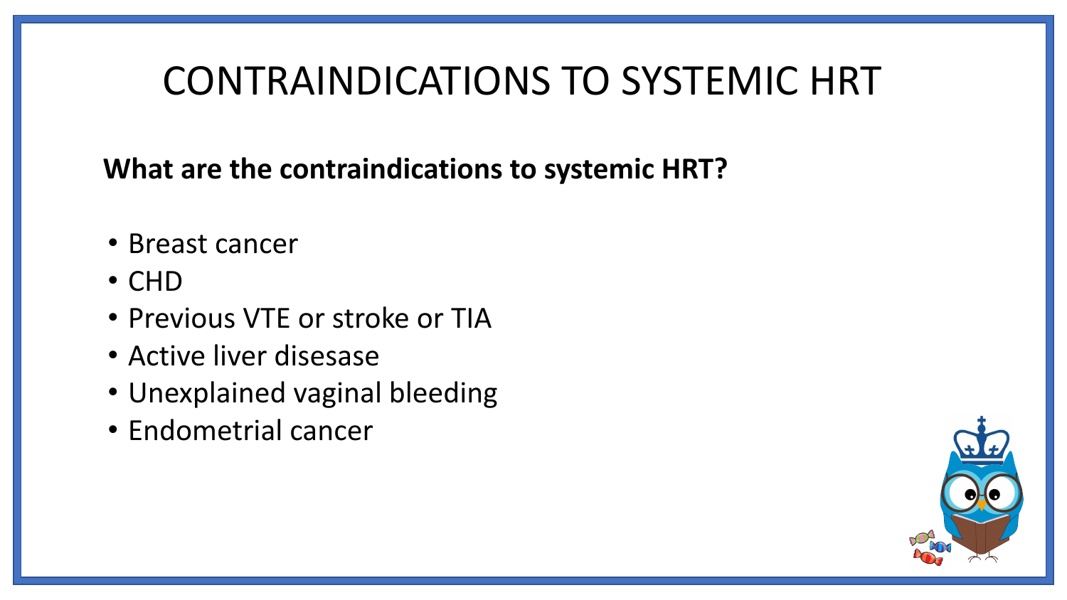# CONTRAINDICATIONS TO SYSTEMIC HRT

**What are the contraindications to systemic HRT?**

- Breast cancer
- CHD
- Previous VTE or stroke or TIA
- Active liver disesase
- Unexplained vaginal bleeding
- Endometrial cancer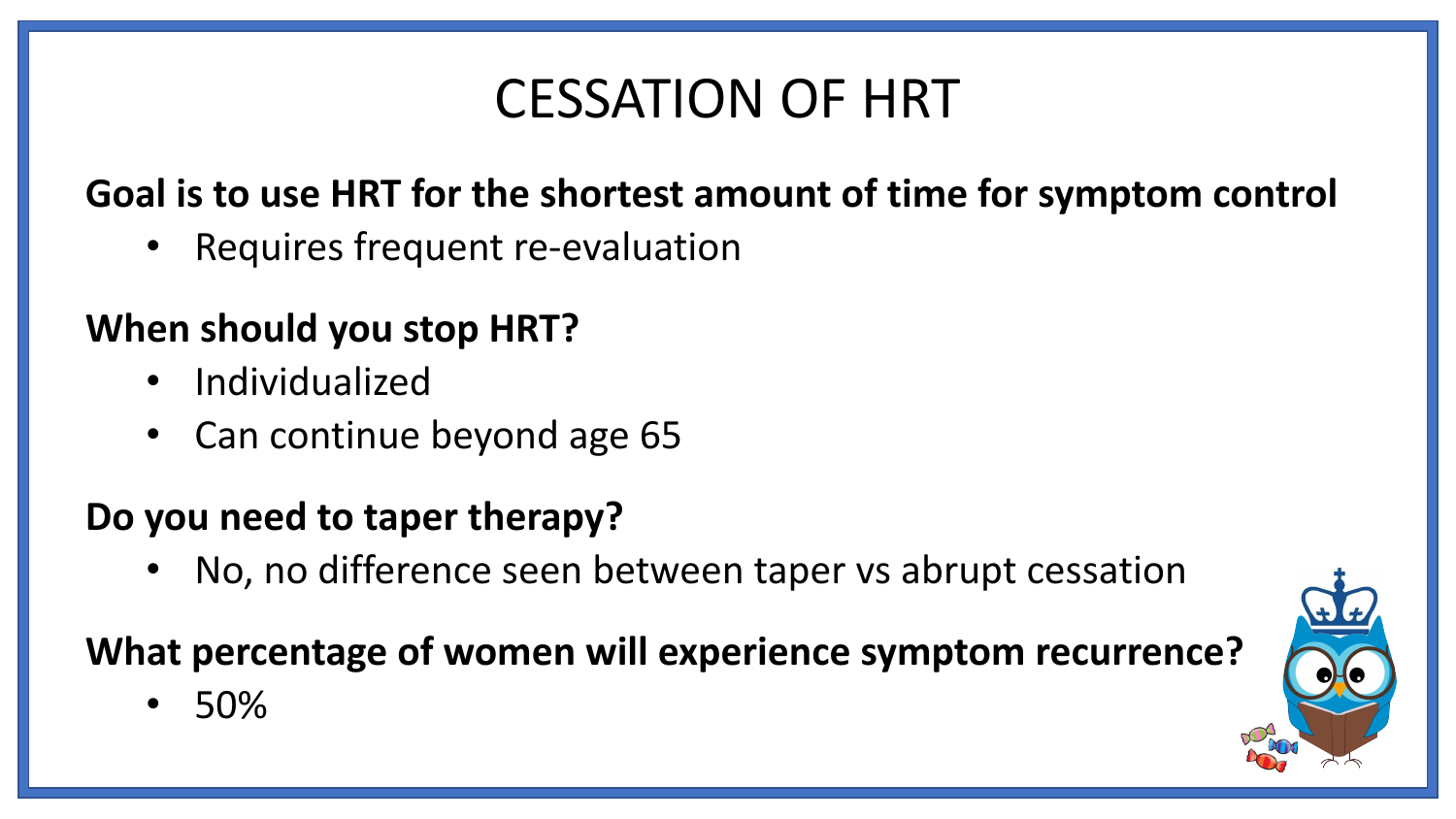# CESSATION OF HRT

**Goal is to use HRT for the shortest amount of time for symptom control**

- Requires frequent re-evaluation

**When should you stop HRT?**

- Individualized
- Can continue beyond age 65

**Do you need to taper therapy?**

- No, no difference seen between taper vs abrupt cessation

**What percentage of women will experience symptom recurrence?**

- 50%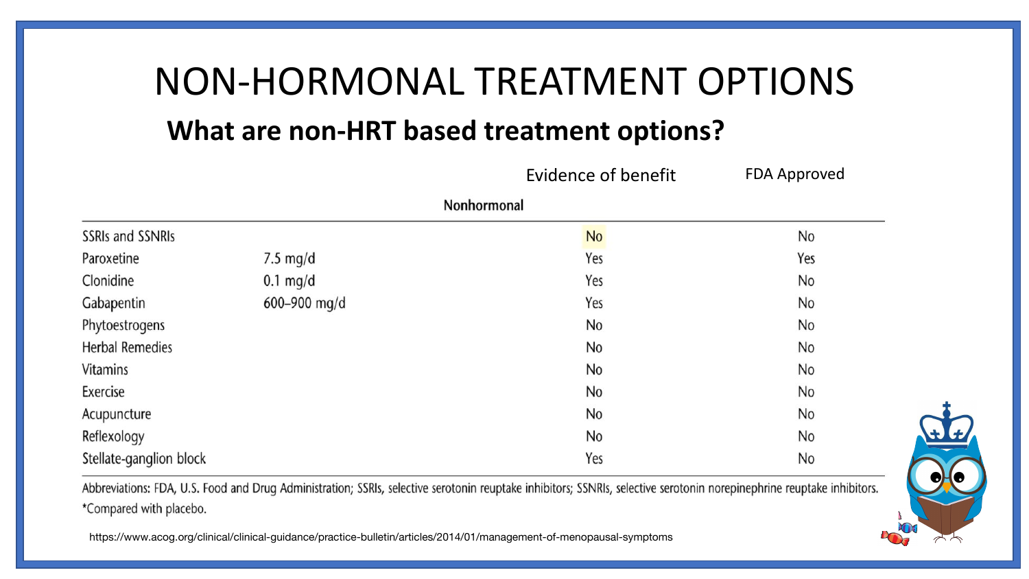# NON-HORMONAL TREATMENT OPTIONS

## What are non-HRT based treatment options?

| Nonhormonal | | Evidence of benefit | FDA Approved |
|---|---|---|---|
| SSRIs and SSNRIs | | No | No |
| Paroxetine | 7.5 mg/d | Yes | Yes |
| Clonidine | 0.1 mg/d | Yes | No |
| Gabapentin | 600–900 mg/d | Yes | No |
| Phytoestrogens | | No | No |
| Herbal Remedies | | No | No |
| Vitamins | | No | No |
| Exercise | | No | No |
| Acupuncture | | No | No |
| Reflexology | | No | No |
| Stellate-ganglion block | | Yes | No |

Abbreviations: FDA, U.S. Food and Drug Administration; SSRIs, selective serotonin reuptake inhibitors; SSNRIs, selective serotonin norepinephrine reuptake inhibitors.

*Compared with placebo.

https://www.acog.org/clinical/clinical-guidance/practice-bulletin/articles/2014/01/management-of-menopausal-symptoms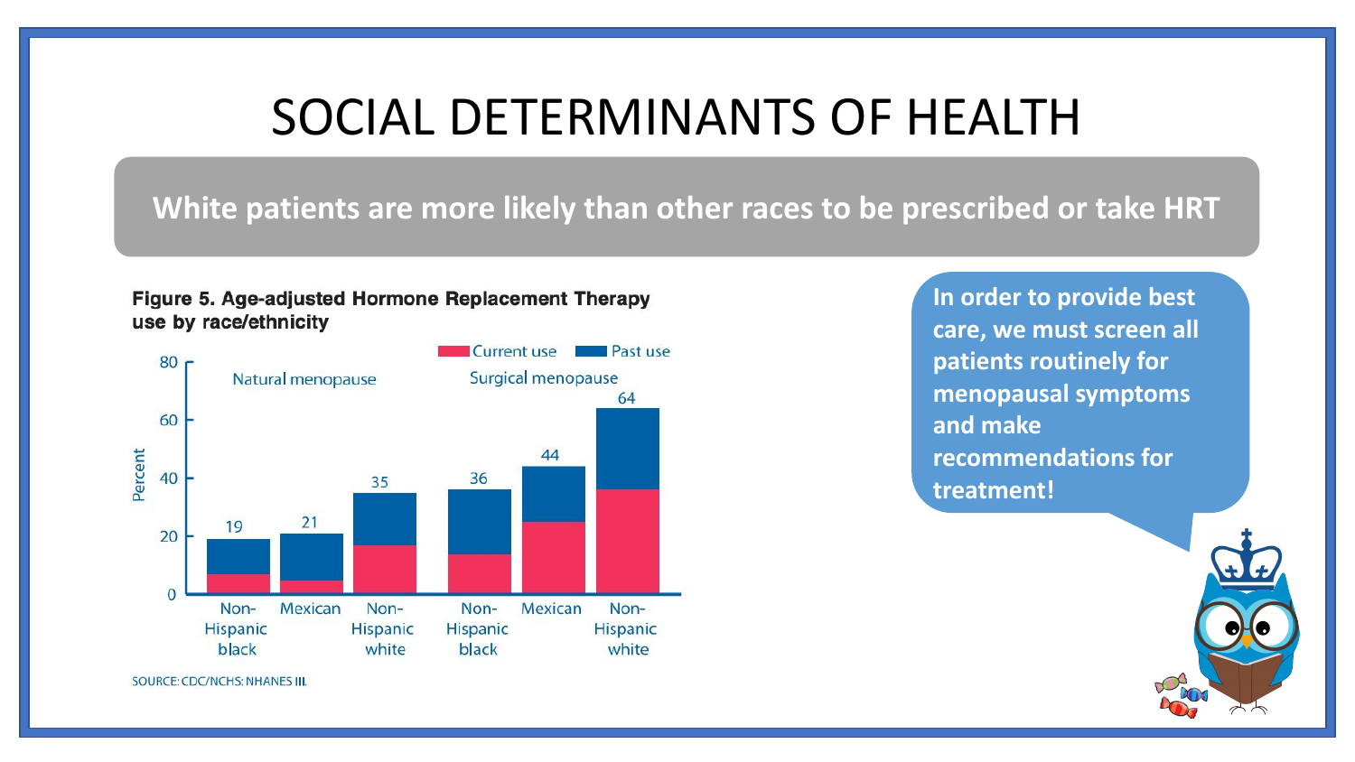# SOCIAL DETERMINANTS OF HEALTH

**White patients are more likely than other races to be prescribed or take HRT**

**Figure 5. Age-adjusted Hormone Replacement Therapy use by race/ethnicity**

| | Natural menopause | | | Surgical menopause | | |
|---|---|---|---|---|---|---|
| | Non-Hispanic black | Mexican | Non-Hispanic white | Non-Hispanic black | Mexican | Non-Hispanic white |
| Total (Current use + Past use), percent | 19 | 21 | 35 | 36 | 44 | 64 |

SOURCE: CDC/NCHS: NHANES III.

**In order to provide best care, we must screen all patients routinely for menopausal symptoms and make recommendations for treatment!**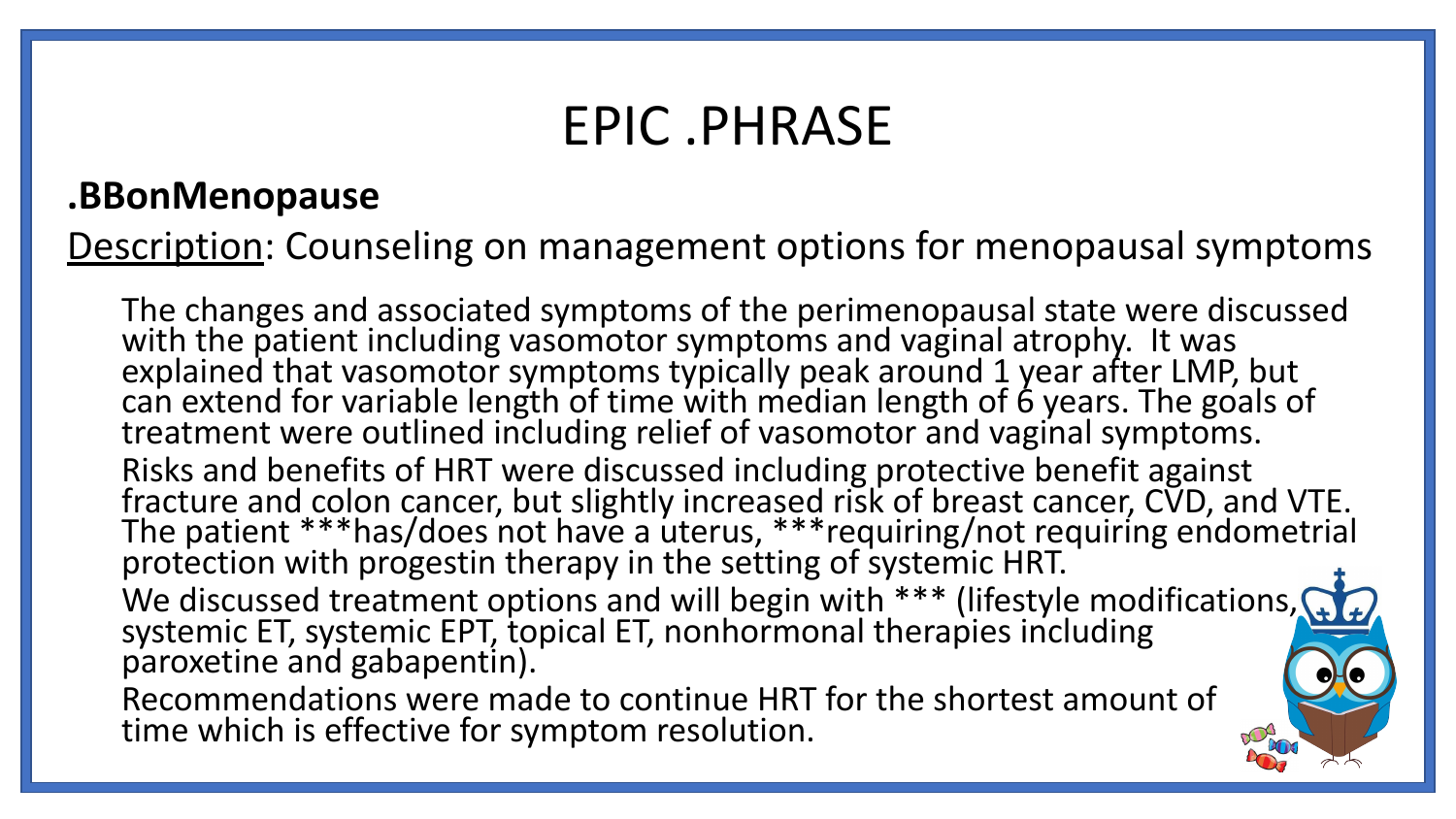# EPIC .PHRASE

## .BBonMenopause

<u>Description</u>: Counseling on management options for menopausal symptoms

The changes and associated symptoms of the perimenopausal state were discussed with the patient including vasomotor symptoms and vaginal atrophy. It was explained that vasomotor symptoms typically peak around 1 year after LMP, but can extend for variable length of time with median length of 6 years. The goals of treatment were outlined including relief of vasomotor and vaginal symptoms.

Risks and benefits of HRT were discussed including protective benefit against fracture and colon cancer, but slightly increased risk of breast cancer, CVD, and VTE. The patient ***has/does not have a uterus, ***requiring/not requiring endometrial protection with progestin therapy in the setting of systemic HRT.

We discussed treatment options and will begin with *** (lifestyle modifications, systemic ET, systemic EPT, topical ET, nonhormonal therapies including paroxetine and gabapentin).

Recommendations were made to continue HRT for the shortest amount of time which is effective for symptom resolution.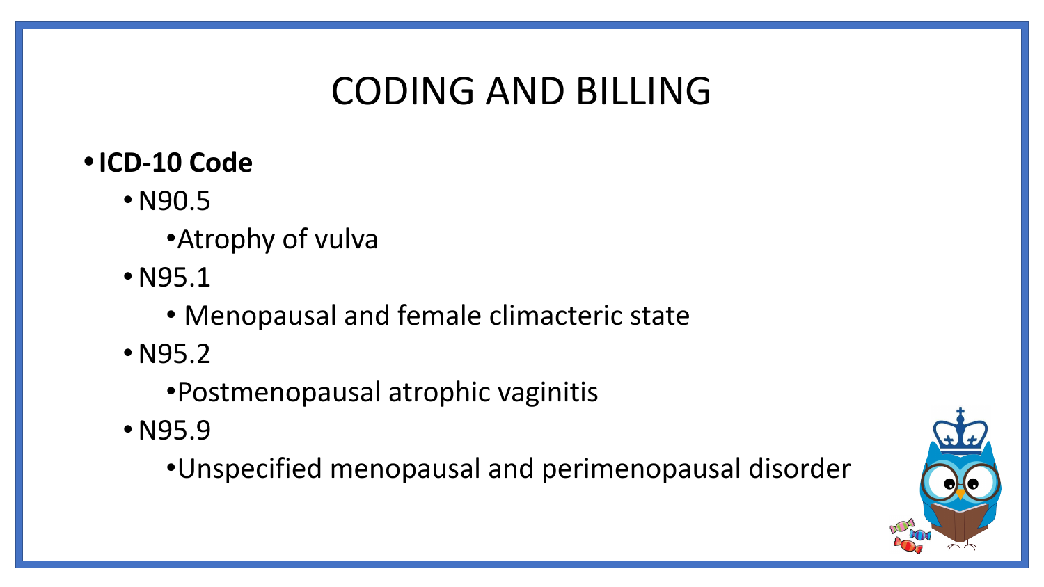# CODING AND BILLING

- **ICD-10 Code**
  - N90.5
    - Atrophy of vulva
  - N95.1
    - Menopausal and female climacteric state
  - N95.2
    - Postmenopausal atrophic vaginitis
  - N95.9
    - Unspecified menopausal and perimenopausal disorder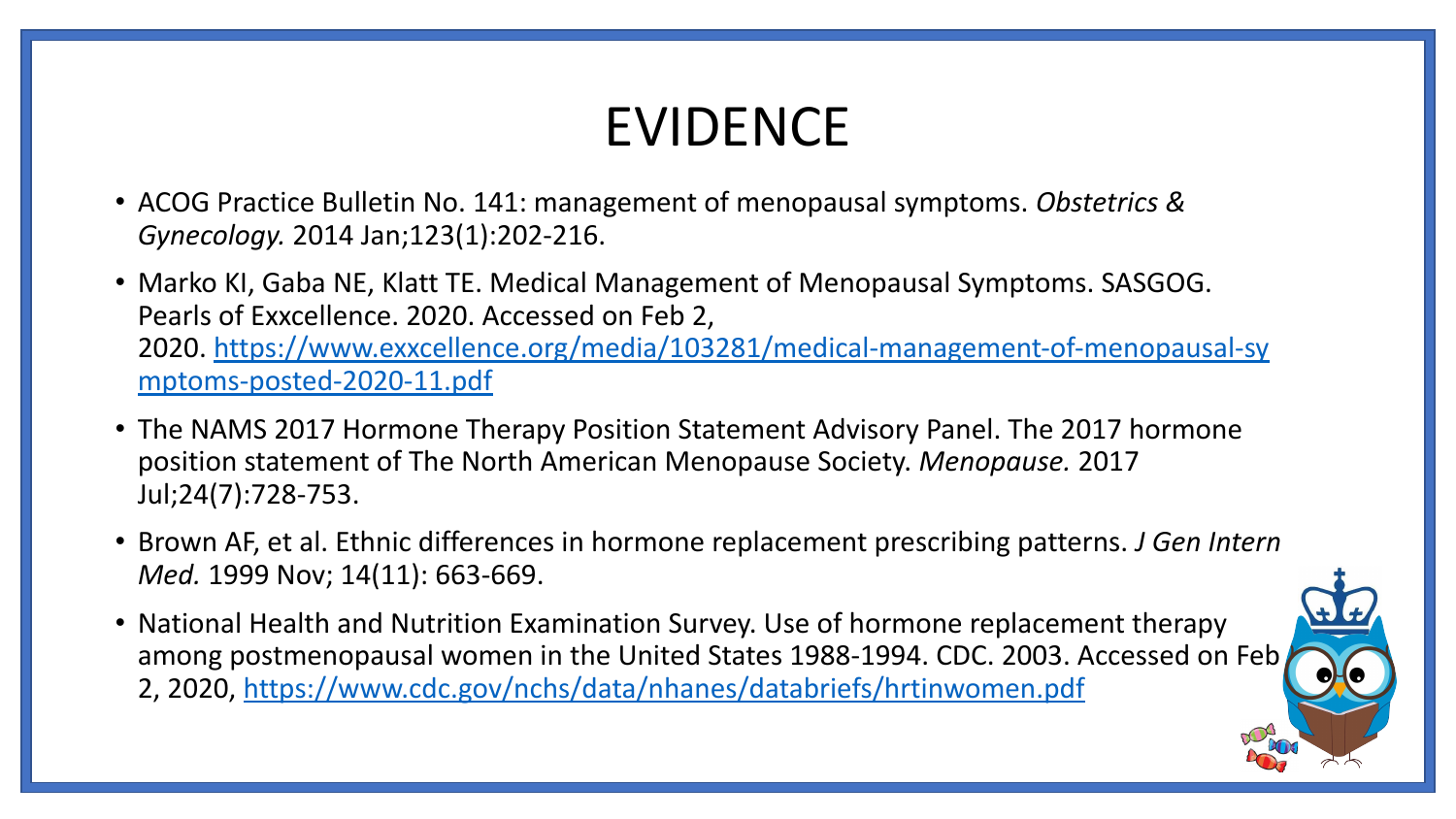# EVIDENCE

- ACOG Practice Bulletin No. 141: management of menopausal symptoms. *Obstetrics & Gynecology.* 2014 Jan;123(1):202-216.
- Marko KI, Gaba NE, Klatt TE. Medical Management of Menopausal Symptoms. SASGOG. Pearls of Exxcellence. 2020. Accessed on Feb 2, 2020. [https://www.exxcellence.org/media/103281/medical-management-of-menopausal-symptoms-posted-2020-11.pdf](https://www.exxcellence.org/media/103281/medical-management-of-menopausal-symptoms-posted-2020-11.pdf)
- The NAMS 2017 Hormone Therapy Position Statement Advisory Panel. The 2017 hormone position statement of The North American Menopause Society. *Menopause.* 2017 Jul;24(7):728-753.
- Brown AF, et al. Ethnic differences in hormone replacement prescribing patterns. *J Gen Intern Med.* 1999 Nov; 14(11): 663-669.
- National Health and Nutrition Examination Survey. Use of hormone replacement therapy among postmenopausal women in the United States 1988-1994. CDC. 2003. Accessed on Feb 2, 2020, [https://www.cdc.gov/nchs/data/nhanes/databriefs/hrtinwomen.pdf](https://www.cdc.gov/nchs/data/nhanes/databriefs/hrtinwomen.pdf)